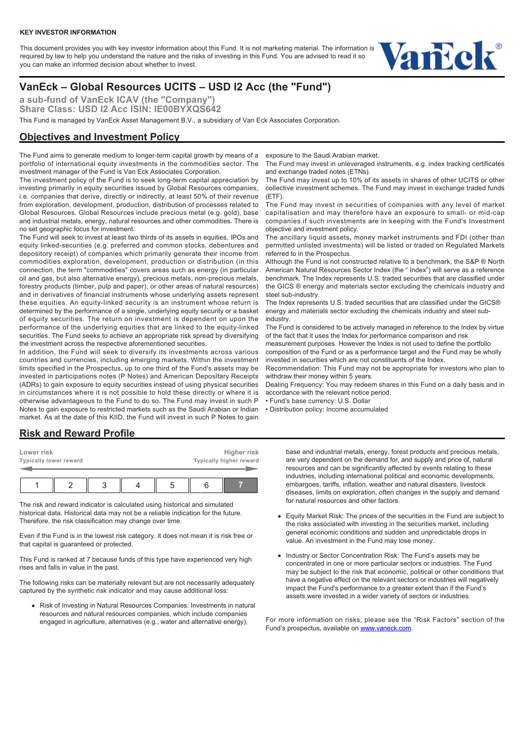**KEY INVESTOR INFORMATION**

This document provides you with key investor information about this Fund. It is not marketing material. The information is required by law to help you understand the nature and the risks of investing in this Fund. You are advised to read it so you can make an informed decision about whether to invest.

# VanEck – Global Resources UCITS – USD I2 Acc (the "Fund")

**a sub-fund of VanEck ICAV (the "Company")**
**Share Class: USD I2 Acc ISIN: IE00BYXQS642**

This Fund is managed by VanEck Asset Management B.V., a subsidiary of Van Eck Associates Corporation.

## Objectives and Investment Policy

The Fund aims to generate medium to longer-term capital growth by means of a portfolio of international equity investments in the commodities sector. The investment manager of the Fund is Van Eck Associates Corporation.

The investment policy of the Fund is to seek long-term capital appreciation by investing primarily in equity securities issued by Global Resources companies, i.e. companies that derive, directly or indirectly, at least 50% of their revenue from exploration, development, production, distribution of processes related to Global Resources. Global Resources include precious metal (e.g. gold), base and industrial metals, energy, natural resources and other commodities. There is no set geographic focus for investment.

The Fund will seek to invest at least two thirds of its assets in equities, IPOs and equity linked-securities (e.g. preferred and common stocks, debentures and depository receipt) of companies which primarily generate their income from commodities exploration, development, production or distribution (in this connection, the term "commodities" covers areas such as energy (in particular oil and gas, but also alternative energy), precious metals, non-precious metals, forestry products (timber, pulp and paper), or other areas of natural resources) and in derivatives of financial instruments whose underlying assets represent these equities. An equity-linked security is an instrument whose return is determined by the performance of a single, underlying equity security or a basket of equity securities. The return on investment is dependent on upon the performance of the underlying equities that are linked to the equity-linked securities. The Fund seeks to achieve an appropriate risk spread by diversifying the investment across the respective aforementioned securities.

In addition, the Fund will seek to diversify its investments across various countries and currencies, including emerging markets. Within the investment limits specified in the Prospectus, up to one third of the Fund's assets may be invested in participations notes (P Notes) and American Depositary Receipts (ADRs) to gain exposure to equity securities instead of using physical securities in circumstances where it is not possible to hold these directly or where it is otherwise advantageous to the Fund to do so. The Fund may invest in such P Notes to gain exposure to restricted markets such as the Saudi Arabian or Indian market. As at the date of this KIID, the Fund will invest in such P Notes to gain exposure to the Saudi Arabian market.

The Fund may invest in unleveraged instruments, e.g. index tracking certificates and exchange traded notes (ETNs).

The Fund may invest up to 10% of its assets in shares of other UCITS or other collective investment schemes. The Fund may invest in exchange traded funds (ETF).

The Fund may invest in securities of companies with any level of market capitalisation and may therefore have an exposure to small- or mid-cap companies if such investments are in keeping with the Fund's Investment objective and investment policy.

The ancillary liquid assets, money market instruments and FDI (other than permitted unlisted investments) will be listed or traded on Regulated Markets referred to in the Prospectus.

Although the Fund is not constructed relative to a benchmark, the S&P ® North American Natural Resources Sector Index (the " Index") will serve as a reference benchmark. The Index represents U.S. traded securities that are classified under the GICS ® energy and materials sector excluding the chemicals industry and steel sub-industry.

The Index represents U.S. traded securities that are classified under the GICS® energy and materials sector excluding the chemicals industry and steel sub-industry.

The Fund is considered to be actively managed in reference to the Index by virtue of the fact that it uses the Index for performance comparison and risk measurement purposes. However the Index is not used to define the portfolio composition of the Fund or as a performance target and the Fund may be wholly invested in securities which are not constituents of the Index.

Recommendation: This Fund may not be appropriate for investors who plan to withdraw their money within 5 years.

Dealing Frequency: You may redeem shares in this Fund on a daily basis and in accordance with the relevant notice period.

- Fund's base currency: U.S. Dollar
- Distribution policy: Income accumulated

## Risk and Reward Profile

| Lower risk<br>Typically lower reward | | | | | | Higher risk<br>Typically higher reward |
|---|---|---|---|---|---|---|
| 1 | 2 | 3 | 4 | 5 | 6 | **7** |

The risk and reward indicator is calculated using historical and simulated historical data. Historical data may not be a reliable indication for the future. Therefore, the risk classification may change over time.

Even if the Fund is in the lowest risk category, it does not mean it is risk free or that capital is guaranteed or protected.

This Fund is ranked at 7 because funds of this type have experienced very high rises and falls in value in the past.

The following risks can be materially relevant but are not necessarily adequately captured by the synthetic risk indicator and may cause additional loss:

- Risk of Investing in Natural Resources Companies: Investments in natural resources and natural resources companies, which include companies engaged in agriculture, alternatives (e.g., water and alternative energy), base and industrial metals, energy, forest products and precious metals, are very dependent on the demand for, and supply and price of, natural resources and can be significantly affected by events relating to these industries, including international political and economic developments, embargoes, tariffs, inflation, weather and natural disasters, livestock diseases, limits on exploration, often changes in the supply and demand for natural resources and other factors.
- Equity Market Risk: The prices of the securities in the Fund are subject to the risks associated with investing in the securities market, including general economic conditions and sudden and unpredictable drops in value. An investment in the Fund may lose money.
- Industry or Sector Concentration Risk: The Fund's assets may be concentrated in one or more particular sectors or industries. The Fund may be subject to the risk that economic, political or other conditions that have a negative effect on the relevant sectors or industries will negatively impact the Fund's performance to a greater extent than if the Fund's assets were invested in a wider variety of sectors or industries.

For more information on risks, please see the "Risk Factors" section of the Fund's prospectus, available on [www.vaneck.com](www.vaneck.com).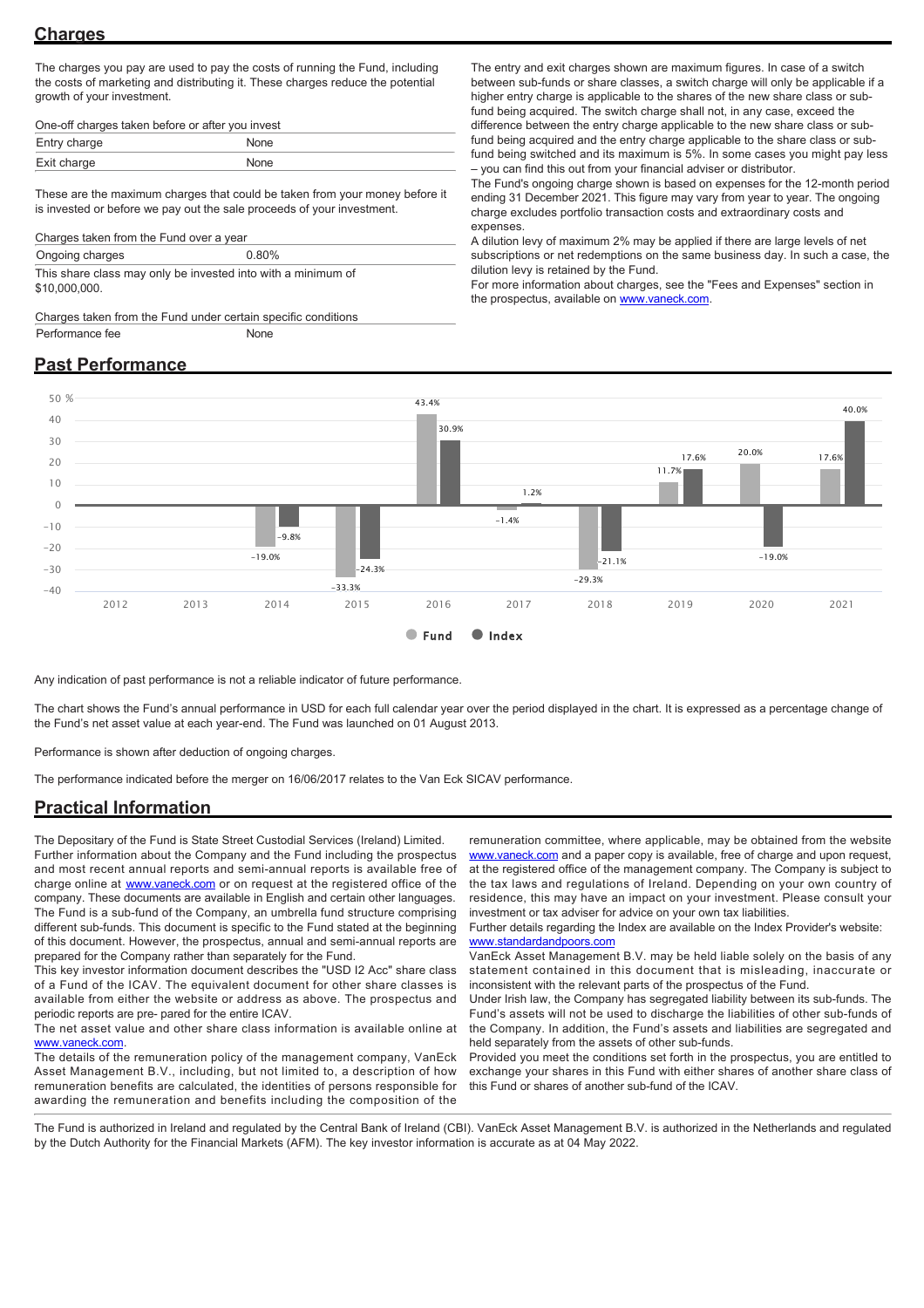## Charges

The charges you pay are used to pay the costs of running the Fund, including the costs of marketing and distributing it. These charges reduce the potential growth of your investment.

| One-off charges taken before or after you invest | |
|---|---|
| Entry charge | None |
| Exit charge | None |

These are the maximum charges that could be taken from your money before it is invested or before we pay out the sale proceeds of your investment.

| Charges taken from the Fund over a year | |
|---|---|
| Ongoing charges | 0.80% |
| This share class may only be invested into with a minimum of $10,000,000. | |

| Charges taken from the Fund under certain specific conditions | |
|---|---|
| Performance fee | None |

The entry and exit charges shown are maximum figures. In case of a switch between sub-funds or share classes, a switch charge will only be applicable if a higher entry charge is applicable to the shares of the new share class or sub-fund being acquired. The switch charge shall not, in any case, exceed the difference between the entry charge applicable to the new share class or sub-fund being acquired and the entry charge applicable to the share class or sub-fund being switched and its maximum is 5%. In some cases you might pay less – you can find this out from your financial adviser or distributor.

The Fund's ongoing charge shown is based on expenses for the 12-month period ending 31 December 2021. This figure may vary from year to year. The ongoing charge excludes portfolio transaction costs and extraordinary costs and expenses.

A dilution levy of maximum 2% may be applied if there are large levels of net subscriptions or net redemptions on the same business day. In such a case, the dilution levy is retained by the Fund.

For more information about charges, see the "Fees and Expenses" section in the prospectus, available on www.vaneck.com.

## Past Performance

50 %
40
30
20
10
0
−10
−20
−30
−40

2012 2013 2014 2015 2016 2017 2018 2019 2020 2021

2014: −19.0% −9.8%
2015: −33.3% −24.3%
2016: 43.4% 30.9%
2017: −1.4% 1.2%
2018: −29.3% −21.1%
2019: 11.7% 17.6%
2020: 20.0% −19.0%
2021: 17.6% 40.0%

Fund Index

Any indication of past performance is not a reliable indicator of future performance.

The chart shows the Fund's annual performance in USD for each full calendar year over the period displayed in the chart. It is expressed as a percentage change of the Fund's net asset value at each year-end. The Fund was launched on 01 August 2013.

Performance is shown after deduction of ongoing charges.

The performance indicated before the merger on 16/06/2017 relates to the Van Eck SICAV performance.

## Practical Information

The Depositary of the Fund is State Street Custodial Services (Ireland) Limited. Further information about the Fund and the Company including the prospectus and most recent annual reports and semi-annual reports is available free of charge online at www.vaneck.com or on request at the registered office of the company. These documents are available in English and certain other languages. The Fund is a sub-fund of the Company, an umbrella fund structure comprising different sub-funds. This document is specific to the Fund stated at the beginning of this document. However, the prospectus, annual and semi-annual reports are prepared for the Company rather than separately for the Fund.

This key investor information document describes the "USD I2 Acc" share class of a Fund of the ICAV. The equivalent document for other share classes is available from either the website or address as above. The prospectus and periodic reports are pre- pared for the entire ICAV.

The net asset value and other share class information is available online at www.vaneck.com.

The details of the remuneration policy of the management company, VanEck Asset Management B.V., including, but not limited to, a description of how remuneration benefits are calculated, the identities of persons responsible for awarding the remuneration and benefits including the composition of the remuneration committee, where applicable, may be obtained from the website www.vaneck.com and a paper copy is available, free of charge and upon request, at the registered office of the management company. The Company is subject to the tax laws and regulations of Ireland. Depending on your own country of residence, this may have an impact on your investment. Please consult your investment or tax adviser for advice on your own tax liabilities.

Further details regarding the Index are available on the Index Provider's website: www.standardandpoors.com

VanEck Asset Management B.V. may be held liable solely on the basis of any statement contained in this document that is misleading, inaccurate or inconsistent with the relevant parts of the prospectus of the Fund.

Under Irish law, the Company has segregated liability between its sub-funds. The Fund's assets will not be used to discharge the liabilities of other sub-funds of the Company. In addition, the Fund's assets and liabilities are segregated and held separately from the assets of other sub-funds.

Provided you meet the conditions set forth in the prospectus, you are entitled to exchange your shares in this Fund with either shares of another share class of this Fund or shares of another sub-fund of the ICAV.

The Fund is authorized in Ireland and regulated by the Central Bank of Ireland (CBI). VanEck Asset Management B.V. is authorized in the Netherlands and regulated by the Dutch Authority for the Financial Markets (AFM). The key investor information is accurate as at 04 May 2022.